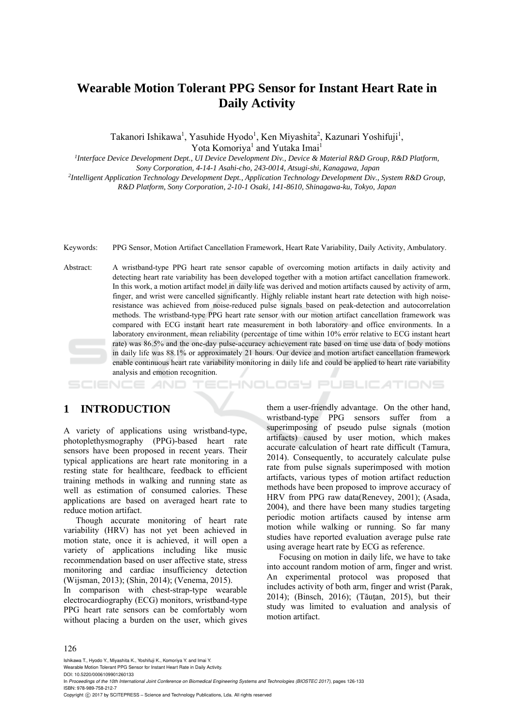# Wearable Motion Tolerant PPG Sensor for Instant Heart Rate in Daily Activity

Takanori Ishikawa[1], Yasuhide Hyodo[1], Ken Miyashita[2], Kazunari Yoshifuji[1], Yota Komoriya[1] and Yutaka Imai[1]

[1]*Interface Device Development Dept., UI Device Development Div., Device & Material R&D Group, R&D Platform, Sony Corporation, 4-14-1 Asahi-cho, 243-0014, Atsugi-shi, Kanagawa, Japan*

[2]*Intelligent Application Technology Development Dept., Application Technology Development Div., System R&D Group, R&D Platform, Sony Corporation, 2-10-1 Osaki, 141-8610, Shinagawa-ku, Tokyo, Japan*

Keywords: PPG Sensor, Motion Artifact Cancellation Framework, Heart Rate Variability, Daily Activity, Ambulatory.

Abstract: A wristband-type PPG heart rate sensor capable of overcoming motion artifacts in daily activity and detecting heart rate variability has been developed together with a motion artifact cancellation framework. In this work, a motion artifact model in daily life was derived and motion artifacts caused by activity of arm, finger, and wrist were cancelled significantly. Highly reliable instant heart rate detection with high noise-resistance was achieved from noise-reduced pulse signals based on peak-detection and autocorrelation methods. The wristband-type PPG heart rate sensor with our motion artifact cancellation framework was compared with ECG instant heart rate measurement in both laboratory and office environments. In a laboratory environment, mean reliability (percentage of time within 10% error relative to ECG instant heart rate) was 86.5% and the one-day pulse-accuracy achievement rate based on time use data of body motions in daily life was 88.1% or approximately 21 hours. Our device and motion artifact cancellation framework enable continuous heart rate variability monitoring in daily life and could be applied to heart rate variability analysis and emotion recognition.

## 1 INTRODUCTION

A variety of applications using wristband-type, photoplethysmography (PPG)-based heart rate sensors have been proposed in recent years. Their typical applications are heart rate monitoring in a resting state for healthcare, feedback to efficient training methods in walking and running state as well as estimation of consumed calories. These applications are based on averaged heart rate to reduce motion artifact.

Though accurate monitoring of heart rate variability (HRV) has not yet been achieved in motion state, once it is achieved, it will open a variety of applications including like music recommendation based on user affective state, stress monitoring and cardiac insufficiency detection (Wijsman, 2013); (Shin, 2014); (Venema, 2015).

In comparison with chest-strap-type wearable electrocardiography (ECG) monitors, wristband-type PPG heart rate sensors can be comfortably worn without placing a burden on the user, which gives them a user-friendly advantage. On the other hand, wristband-type PPG sensors suffer from a superimposing of pseudo pulse signals (motion artifacts) caused by user motion, which makes accurate calculation of heart rate difficult (Tamura, 2014). Consequently, to accurately calculate pulse rate from pulse signals superimposed with motion artifacts, various types of motion artifact reduction methods have been proposed to improve accuracy of HRV from PPG raw data(Renevey, 2001); (Asada, 2004), and there have been many studies targeting periodic motion artifacts caused by intense arm motion while walking or running. So far many studies have reported evaluation average pulse rate using average heart rate by ECG as reference.

Focusing on motion in daily life, we have to take into account random motion of arm, finger and wrist. An experimental protocol was proposed that includes activity of both arm, finger and wrist (Parak, 2014); (Binsch, 2016); (Tăuțan, 2015), but their study was limited to evaluation and analysis of motion artifact.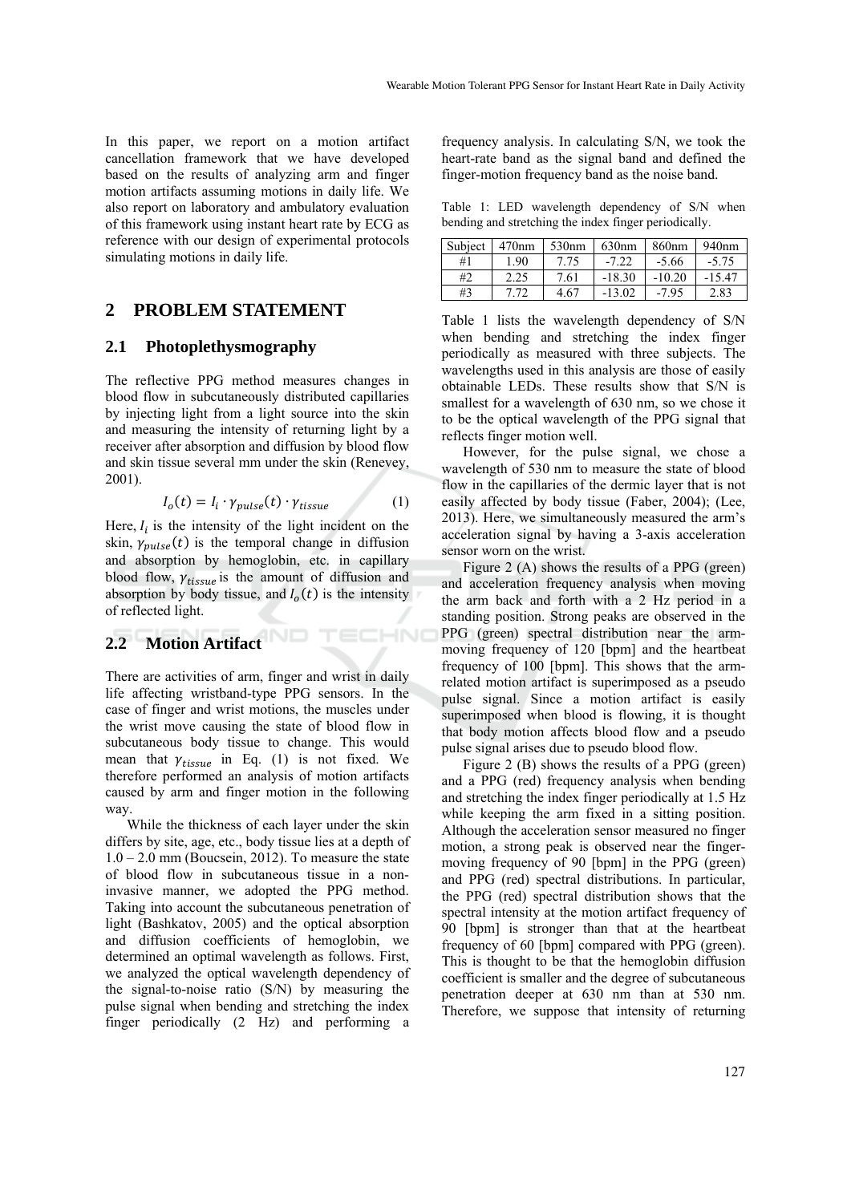In this paper, we report on a motion artifact cancellation framework that we have developed based on the results of analyzing arm and finger motion artifacts assuming motions in daily life. We also report on laboratory and ambulatory evaluation of this framework using instant heart rate by ECG as reference with our design of experimental protocols simulating motions in daily life.

## 2 PROBLEM STATEMENT

### 2.1 Photoplethysmography

The reflective PPG method measures changes in blood flow in subcutaneously distributed capillaries by injecting light from a light source into the skin and measuring the intensity of returning light by a receiver after absorption and diffusion by blood flow and skin tissue several mm under the skin (Renevey, 2001).

$$I_o(t) = I_i \cdot \gamma_{pulse}(t) \cdot \gamma_{tissue} \tag{1}$$

Here, $I_i$ is the intensity of the light incident on the skin, $\gamma_{pulse}(t)$ is the temporal change in diffusion and absorption by hemoglobin, etc. in capillary blood flow, $\gamma_{tissue}$ is the amount of diffusion and absorption by body tissue, and $I_o(t)$ is the intensity of reflected light.

### 2.2 Motion Artifact

There are activities of arm, finger and wrist in daily life affecting wristband-type PPG sensors. In the case of finger and wrist motions, the muscles under the wrist move causing the state of blood flow in subcutaneous body tissue to change. This would mean that $\gamma_{tissue}$ in Eq. (1) is not fixed. We therefore performed an analysis of motion artifacts caused by arm and finger motion in the following way.

While the thickness of each layer under the skin differs by site, age, etc., body tissue lies at a depth of 1.0 – 2.0 mm (Boucsein, 2012). To measure the state of blood flow in subcutaneous tissue in a non-invasive manner, we adopted the PPG method. Taking into account the subcutaneous penetration of light (Bashkatov, 2005) and the optical absorption and diffusion coefficients of hemoglobin, we determined an optimal wavelength as follows. First, we analyzed the optical wavelength dependency of the signal-to-noise ratio (S/N) by measuring the pulse signal when bending and stretching the index finger periodically (2 Hz) and performing a frequency analysis. In calculating S/N, we took the heart-rate band as the signal band and defined the finger-motion frequency band as the noise band.

Table 1: LED wavelength dependency of S/N when bending and stretching the index finger periodically.

| Subject | 470nm | 530nm | 630nm | 860nm | 940nm |
|---|---|---|---|---|---|
| #1 | 1.90 | 7.75 | -7.22 | -5.66 | -5.75 |
| #2 | 2.25 | 7.61 | -18.30 | -10.20 | -15.47 |
| #3 | 7.72 | 4.67 | -13.02 | -7.95 | 2.83 |

Table 1 lists the wavelength dependency of S/N when bending and stretching the index finger periodically as measured with three subjects. The wavelengths used in this analysis are those of easily obtainable LEDs. These results show that S/N is smallest for a wavelength of 630 nm, so we chose it to be the optical wavelength of the PPG signal that reflects finger motion well.

However, for the pulse signal, we chose a wavelength of 530 nm to measure the state of blood flow in the capillaries of the dermic layer that is not easily affected by body tissue (Faber, 2004); (Lee, 2013). Here, we simultaneously measured the arm's acceleration signal by having a 3-axis acceleration sensor worn on the wrist.

Figure 2 (A) shows the results of a PPG (green) and acceleration frequency analysis when moving the arm back and forth with a 2 Hz period in a standing position. Strong peaks are observed in the PPG (green) spectral distribution near the arm-moving frequency of 120 [bpm] and the heartbeat frequency of 100 [bpm]. This shows that the arm-related motion artifact is superimposed as a pseudo pulse signal. Since a motion artifact is easily superimposed when blood is flowing, it is thought that body motion affects blood flow and a pseudo pulse signal arises due to pseudo blood flow.

Figure 2 (B) shows the results of a PPG (green) and a PPG (red) frequency analysis when bending and stretching the index finger periodically at 1.5 Hz while keeping the arm fixed in a sitting position. Although the acceleration sensor measured no finger motion, a strong peak is observed near the finger-moving frequency of 90 [bpm] in the PPG (green) and PPG (red) spectral distributions. In particular, the PPG (red) spectral distribution shows that the spectral intensity at the motion artifact frequency of 90 [bpm] is stronger than that at the heartbeat frequency of 60 [bpm] compared with PPG (green). This is thought to be that the hemoglobin diffusion coefficient is smaller and the degree of subcutaneous penetration deeper at 630 nm than at 530 nm. Therefore, we suppose that intensity of returning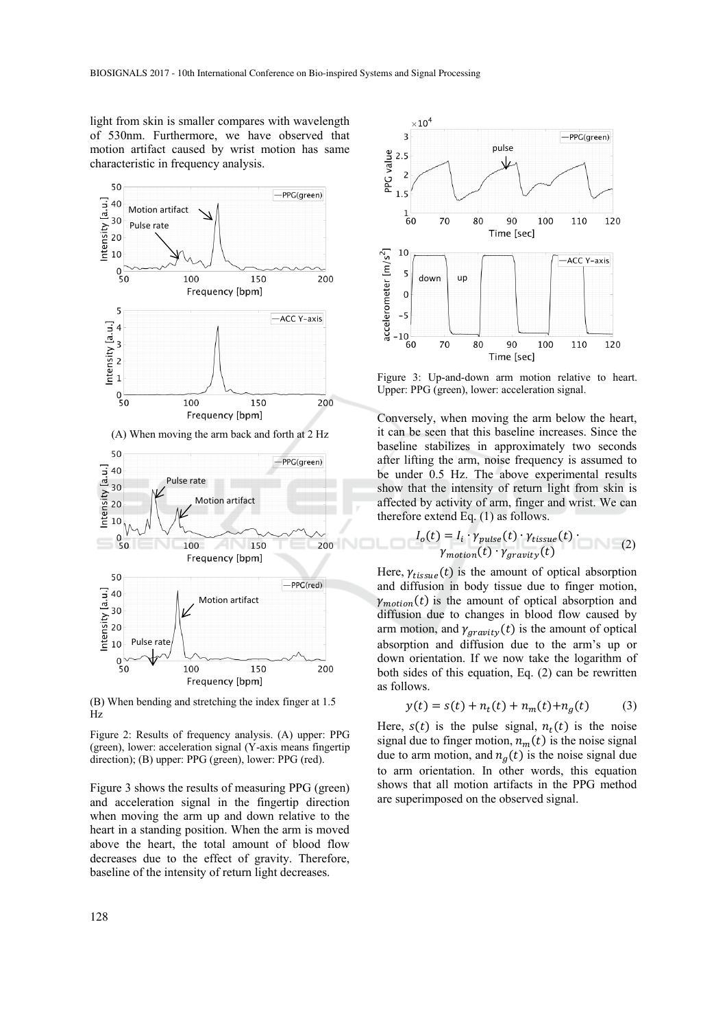light from skin is smaller compares with wavelength of 530nm. Furthermore, we have observed that motion artifact caused by wrist motion has same characteristic in frequency analysis.

(A) When moving the arm back and forth at 2 Hz

(B) When bending and stretching the index finger at 1.5 Hz

Figure 2: Results of frequency analysis. (A) upper: PPG (green), lower: acceleration signal (Y-axis means fingertip direction); (B) upper: PPG (green), lower: PPG (red).

Figure 3 shows the results of measuring PPG (green) and acceleration signal in the fingertip direction when moving the arm up and down relative to the heart in a standing position. When the arm is moved above the heart, the total amount of blood flow decreases due to the effect of gravity. Therefore, baseline of the intensity of return light decreases.

Figure 3: Up-and-down arm motion relative to heart. Upper: PPG (green), lower: acceleration signal.

Conversely, when moving the arm below the heart, it can be seen that this baseline increases. Since the baseline stabilizes in approximately two seconds after lifting the arm, noise frequency is assumed to be under 0.5 Hz. The above experimental results show that the intensity of return light from skin is affected by activity of arm, finger and wrist. We can therefore extend Eq. (1) as follows.

$$I_o(t) = I_i \cdot \gamma_{pulse}(t) \cdot \gamma_{tissue}(t) \cdot \gamma_{motion}(t) \cdot \gamma_{gravity}(t) \tag{2}$$

Here, $\gamma_{tissue}(t)$ is the amount of optical absorption and diffusion in body tissue due to finger motion, $\gamma_{motion}(t)$ is the amount of optical absorption and diffusion due to changes in blood flow caused by arm motion, and $\gamma_{gravity}(t)$ is the amount of optical absorption and diffusion due to the arm's up or down orientation. If we now take the logarithm of both sides of this equation, Eq. (2) can be rewritten as follows.

$$y(t) = s(t) + n_t(t) + n_m(t) + n_g(t) \tag{3}$$

Here, $s(t)$ is the pulse signal, $n_t(t)$ is the noise signal due to finger motion, $n_m(t)$ is the noise signal due to arm motion, and $n_g(t)$ is the noise signal due to arm orientation. In other words, this equation shows that all motion artifacts in the PPG method are superimposed on the observed signal.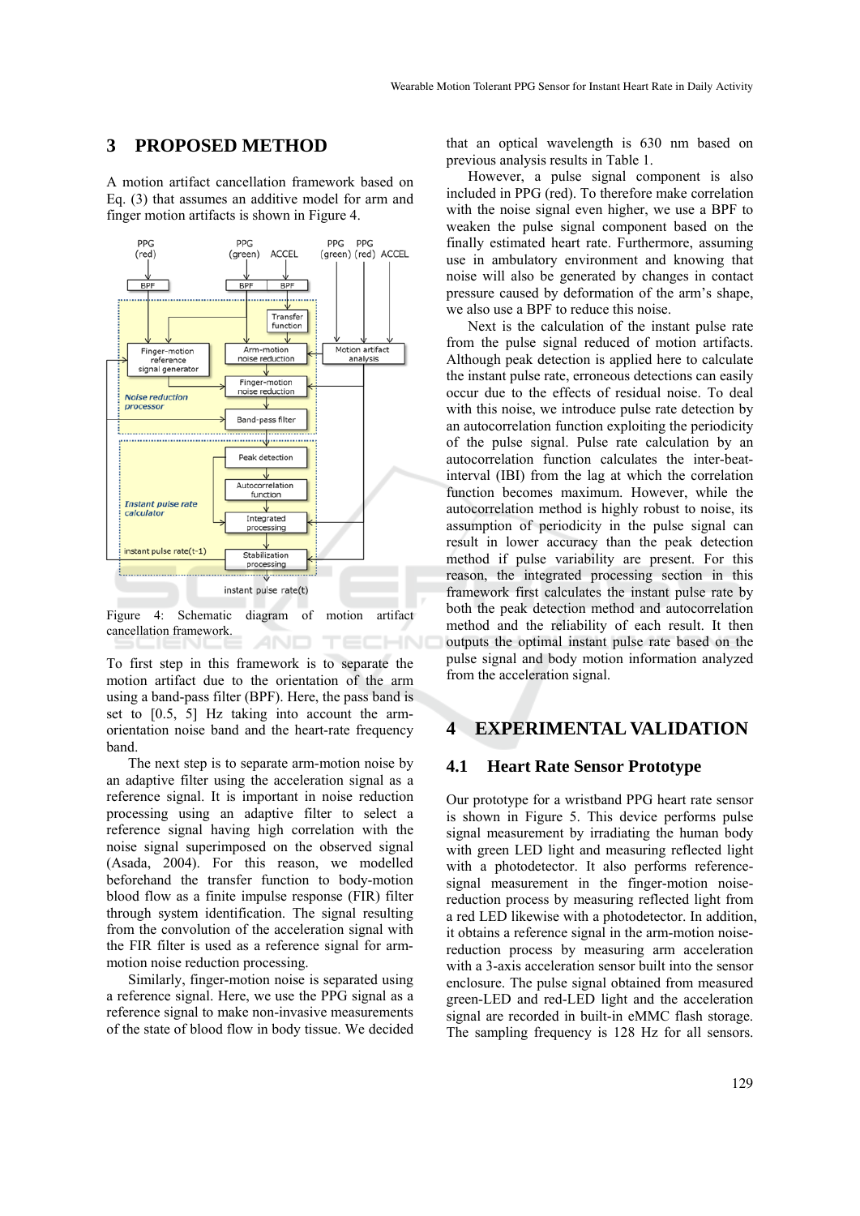## 3 PROPOSED METHOD

A motion artifact cancellation framework based on Eq. (3) that assumes an additive model for arm and finger motion artifacts is shown in Figure 4.

Figure 4: Schematic diagram of motion artifact cancellation framework.

To first step in this framework is to separate the motion artifact due to the orientation of the arm using a band-pass filter (BPF). Here, the pass band is set to [0.5, 5] Hz taking into account the arm-orientation noise band and the heart-rate frequency band.

The next step is to separate arm-motion noise by an adaptive filter using the acceleration signal as a reference signal. It is important in noise reduction processing using an adaptive filter to select a reference signal having high correlation with the noise signal superimposed on the observed signal (Asada, 2004). For this reason, we modelled beforehand the transfer function to body-motion blood flow as a finite impulse response (FIR) filter through system identification. The signal resulting from the convolution of the acceleration signal with the FIR filter is used as a reference signal for arm-motion noise reduction processing.

Similarly, finger-motion noise is separated using a reference signal. Here, we use the PPG signal as a reference signal to make non-invasive measurements of the state of blood flow in body tissue. We decided that an optical wavelength is 630 nm based on previous analysis results in Table 1.

However, a pulse signal component is also included in PPG (red). To therefore make correlation with the noise signal even higher, we use a BPF to weaken the pulse signal component based on the finally estimated heart rate. Furthermore, assuming use in ambulatory environment and knowing that noise will also be generated by changes in contact pressure caused by deformation of the arm's shape, we also use a BPF to reduce this noise.

Next is the calculation of the instant pulse rate from the pulse signal reduced of motion artifacts. Although peak detection is applied here to calculate the instant pulse rate, erroneous detections can easily occur due to the effects of residual noise. To deal with this noise, we introduce pulse rate detection by an autocorrelation function exploiting the periodicity of the pulse signal. Pulse rate calculation by an autocorrelation function calculates the inter-beat-interval (IBI) from the lag at which the correlation function becomes maximum. However, while the autocorrelation method is highly robust to noise, its assumption of periodicity in the pulse signal can result in lower accuracy than the peak detection method if pulse variability are present. For this reason, the integrated processing section in this framework first calculates the instant pulse rate by both the peak detection method and autocorrelation method and the reliability of each result. It then outputs the optimal instant pulse rate based on the pulse signal and body motion information analyzed from the acceleration signal.

## 4 EXPERIMENTAL VALIDATION

### 4.1 Heart Rate Sensor Prototype

Our prototype for a wristband PPG heart rate sensor is shown in Figure 5. This device performs pulse signal measurement by irradiating the human body with green LED light and measuring reflected light with a photodetector. It also performs reference-signal measurement in the finger-motion noise-reduction process by measuring reflected light from a red LED likewise with a photodetector. In addition, it obtains a reference signal in the arm-motion noise-reduction process by measuring arm acceleration with a 3-axis acceleration sensor built into the sensor enclosure. The pulse signal obtained from measured green-LED and red-LED light and the acceleration signal are recorded in built-in eMMC flash storage. The sampling frequency is 128 Hz for all sensors.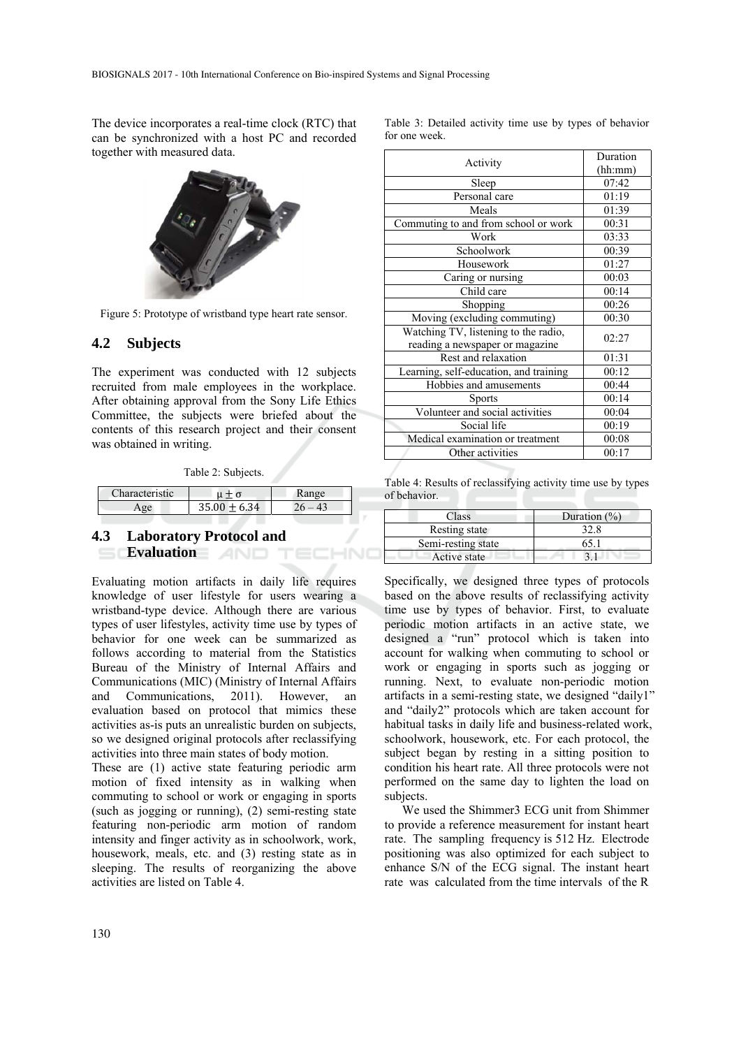The device incorporates a real-time clock (RTC) that can be synchronized with a host PC and recorded together with measured data.

Figure 5: Prototype of wristband type heart rate sensor.

## 4.2 Subjects

The experiment was conducted with 12 subjects recruited from male employees in the workplace. After obtaining approval from the Sony Life Ethics Committee, the subjects were briefed about the contents of this research project and their consent was obtained in writing.

Table 2: Subjects.

| Characteristic | $\mu \pm \sigma$ | Range |
|---|---|---|
| Age | $35.00 \pm 6.34$ | 26 – 43 |

## 4.3 Laboratory Protocol and Evaluation

Evaluating motion artifacts in daily life requires knowledge of user lifestyle for users wearing a wristband-type device. Although there are various types of user lifestyles, activity time use by types of behavior for one week can be summarized as follows according to material from the Statistics Bureau of the Ministry of Internal Affairs and Communications (MIC) (Ministry of Internal Affairs and Communications, 2011). However, an evaluation based on protocol that mimics these activities as-is puts an unrealistic burden on subjects, so we designed original protocols after reclassifying activities into three main states of body motion.

These are (1) active state featuring periodic arm motion of fixed intensity as in walking when commuting to school or work or engaging in sports (such as jogging or running), (2) semi-resting state featuring non-periodic arm motion of random intensity and finger activity as in schoolwork, work, housework, meals, etc. and (3) resting state as in sleeping. The results of reorganizing the above activities are listed on Table 4.

Table 3: Detailed activity time use by types of behavior for one week.

| Activity | Duration (hh:mm) |
|---|---|
| Sleep | 07:42 |
| Personal care | 01:19 |
| Meals | 01:39 |
| Commuting to and from school or work | 00:31 |
| Work | 03:33 |
| Schoolwork | 00:39 |
| Housework | 01:27 |
| Caring or nursing | 00:03 |
| Child care | 00:14 |
| Shopping | 00:26 |
| Moving (excluding commuting) | 00:30 |
| Watching TV, listening to the radio, reading a newspaper or magazine | 02:27 |
| Rest and relaxation | 01:31 |
| Learning, self-education, and training | 00:12 |
| Hobbies and amusements | 00:44 |
| Sports | 00:14 |
| Volunteer and social activities | 00:04 |
| Social life | 00:19 |
| Medical examination or treatment | 00:08 |
| Other activities | 00:17 |

Table 4: Results of reclassifying activity time use by types of behavior.

| Class | Duration (%) |
|---|---|
| Resting state | 32.8 |
| Semi-resting state | 65.1 |
| Active state | 3.1 |

Specifically, we designed three types of protocols based on the above results of reclassifying activity time use by types of behavior. First, to evaluate periodic motion artifacts in an active state, we designed a "run" protocol which is taken into account for walking when commuting to school or work or engaging in sports such as jogging or running. Next, to evaluate non-periodic motion artifacts in a semi-resting state, we designed "daily1" and "daily2" protocols which are taken account for habitual tasks in daily life and business-related work, schoolwork, housework, etc. For each protocol, the subject began by resting in a sitting position to condition his heart rate. All three protocols were not performed on the same day to lighten the load on subjects.

We used the Shimmer3 ECG unit from Shimmer to provide a reference measurement for instant heart rate. The sampling frequency is 512 Hz. Electrode positioning was also optimized for each subject to enhance S/N of the ECG signal. The instant heart rate was calculated from the time intervals of the R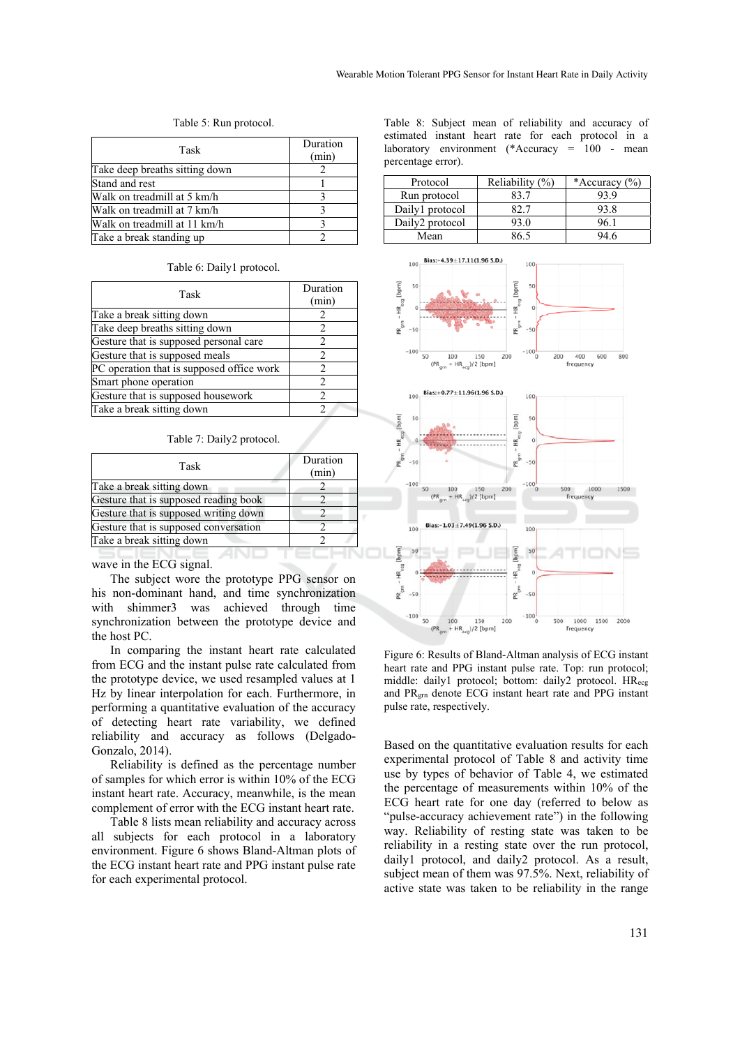Table 5: Run protocol.

| Task | Duration (min) |
|---|---|
| Take deep breaths sitting down | 2 |
| Stand and rest | 1 |
| Walk on treadmill at 5 km/h | 3 |
| Walk on treadmill at 7 km/h | 3 |
| Walk on treadmill at 11 km/h | 3 |
| Take a break standing up | 2 |

Table 6: Daily1 protocol.

| Task | Duration (min) |
|---|---|
| Take a break sitting down | 2 |
| Take deep breaths sitting down | 2 |
| Gesture that is supposed personal care | 2 |
| Gesture that is supposed meals | 2 |
| PC operation that is supposed office work | 2 |
| Smart phone operation | 2 |
| Gesture that is supposed housework | 2 |
| Take a break sitting down | 2 |

Table 7: Daily2 protocol.

| Task | Duration (min) |
|---|---|
| Take a break sitting down | 2 |
| Gesture that is supposed reading book | 2 |
| Gesture that is supposed writing down | 2 |
| Gesture that is supposed conversation | 2 |
| Take a break sitting down | 2 |

wave in the ECG signal.

The subject wore the prototype PPG sensor on his non-dominant hand, and time synchronization with shimmer3 was achieved through time synchronization between the prototype device and the host PC.

In comparing the instant heart rate calculated from ECG and the instant pulse rate calculated from the prototype device, we used resampled values at 1 Hz by linear interpolation for each. Furthermore, in performing a quantitative evaluation of the accuracy of detecting heart rate variability, we defined reliability and accuracy as follows (Delgado-Gonzalo, 2014).

Reliability is defined as the percentage number of samples for which error is within 10% of the ECG instant heart rate. Accuracy, meanwhile, is the mean complement of error with the ECG instant heart rate.

Table 8 lists mean reliability and accuracy across all subjects for each protocol in a laboratory environment. Figure 6 shows Bland-Altman plots of the ECG instant heart rate and PPG instant pulse rate for each experimental protocol.

Table 8: Subject mean of reliability and accuracy of estimated instant heart rate for each protocol in a laboratory environment (*Accuracy = 100 - mean percentage error).

| Protocol | Reliability (%) | *Accuracy (%) |
|---|---|---|
| Run protocol | 83.7 | 93.9 |
| Daily1 protocol | 82.7 | 93.8 |
| Daily2 protocol | 93.0 | 96.1 |
| Mean | 86.5 | 94.6 |

Figure 6: Results of Bland-Altman analysis of ECG instant heart rate and PPG instant pulse rate. Top: run protocol; middle: daily1 protocol; bottom: daily2 protocol. $HR_{ecg}$ and $PR_{grn}$ denote ECG instant heart rate and PPG instant pulse rate, respectively.

Based on the quantitative evaluation results for each experimental protocol of Table 8 and activity time use by types of behavior of Table 4, we estimated the percentage of measurements within 10% of the ECG heart rate for one day (referred to below as "pulse-accuracy achievement rate") in the following way. Reliability of resting state was taken to be reliability in a resting state over the run protocol, daily1 protocol, and daily2 protocol. As a result, subject mean of them was 97.5%. Next, reliability of active state was taken to be reliability in the range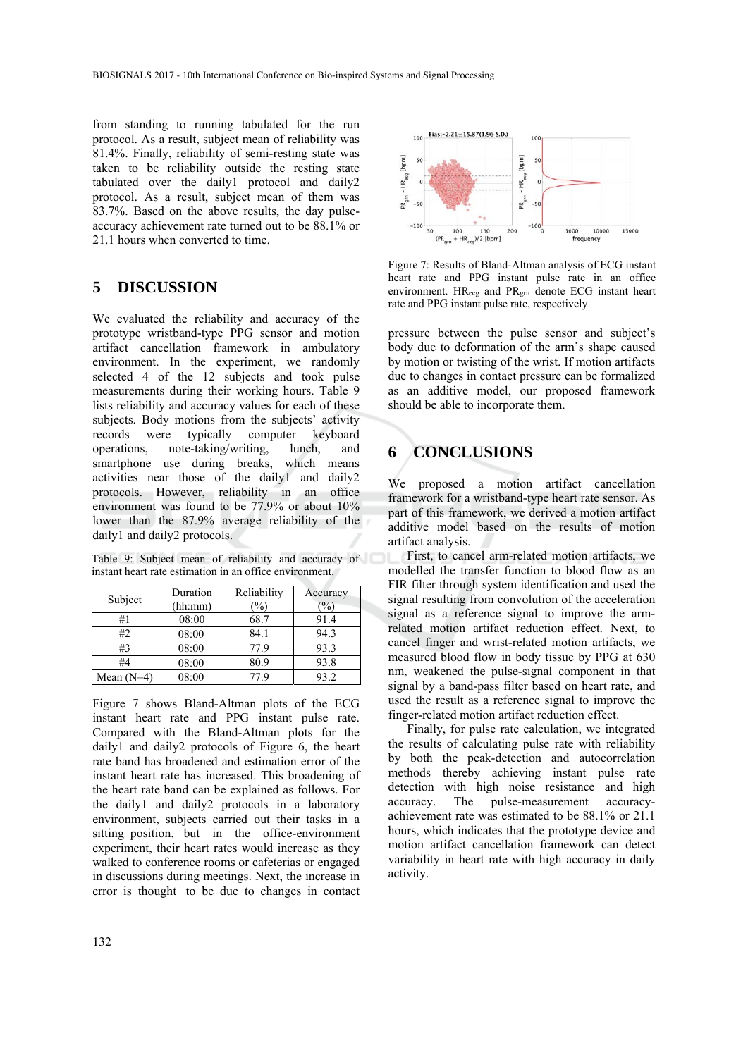from standing to running tabulated for the run protocol. As a result, subject mean of reliability was 81.4%. Finally, reliability of semi-resting state was taken to be reliability outside the resting state tabulated over the daily1 protocol and daily2 protocol. As a result, subject mean of them was 83.7%. Based on the above results, the day pulse-accuracy achievement rate turned out to be 88.1% or 21.1 hours when converted to time.

## 5 DISCUSSION

We evaluated the reliability and accuracy of the prototype wristband-type PPG sensor and motion artifact cancellation framework in ambulatory environment. In the experiment, we randomly selected 4 of the 12 subjects and took pulse measurements during their working hours. Table 9 lists reliability and accuracy values for each of these subjects. Body motions from the subjects' activity records were typically computer keyboard operations, note-taking/writing, lunch, and smartphone use during breaks, which means activities near those of the daily1 and daily2 protocols. However, reliability in an office environment was found to be 77.9% or about 10% lower than the 87.9% average reliability of the daily1 and daily2 protocols.

Table 9: Subject mean of reliability and accuracy of instant heart rate estimation in an office environment.

| Subject | Duration (hh:mm) | Reliability (%) | Accuracy (%) |
|---|---|---|---|
| #1 | 08:00 | 68.7 | 91.4 |
| #2 | 08:00 | 84.1 | 94.3 |
| #3 | 08:00 | 77.9 | 93.3 |
| #4 | 08:00 | 80.9 | 93.8 |
| Mean (N=4) | 08:00 | 77.9 | 93.2 |

Figure 7 shows Bland-Altman plots of the ECG instant heart rate and PPG instant pulse rate. Compared with the Bland-Altman plots for the daily1 and daily2 protocols of Figure 6, the heart rate band has broadened and estimation error of the instant heart rate has increased. This broadening of the heart rate band can be explained as follows. For the daily1 and daily2 protocols in a laboratory environment, subjects carried out their tasks in a sitting position, but in the office-environment experiment, their heart rates would increase as they walked to conference rooms or cafeterias or engaged in discussions during meetings. Next, the increase in error is thought to be due to changes in contact pressure between the pulse sensor and subject's body due to deformation of the arm's shape caused by motion or twisting of the wrist. If motion artifacts due to changes in contact pressure can be formalized as an additive model, our proposed framework should be able to incorporate them.

Figure 7: Results of Bland-Altman analysis of ECG instant heart rate and PPG instant pulse rate in an office environment. $HR_{ecg}$ and $PR_{grn}$ denote ECG instant heart rate and PPG instant pulse rate, respectively.

## 6 CONCLUSIONS

We proposed a motion artifact cancellation framework for a wristband-type heart rate sensor. As part of this framework, we derived a motion artifact additive model based on the results of motion artifact analysis.

First, to cancel arm-related motion artifacts, we modelled the transfer function to blood flow as an FIR filter through system identification and used the signal resulting from convolution of the acceleration signal as a reference signal to improve the arm-related motion artifact reduction effect. Next, to cancel finger and wrist-related motion artifacts, we measured blood flow in body tissue by PPG at 630 nm, weakened the pulse-signal component in that signal by a band-pass filter based on heart rate, and used the result as a reference signal to improve the finger-related motion artifact reduction effect.

Finally, for pulse rate calculation, we integrated the results of calculating pulse rate with reliability by both the peak-detection and autocorrelation methods thereby achieving instant pulse rate detection with high noise resistance and high accuracy. The pulse-measurement accuracy-achievement rate was estimated to be 88.1% or 21.1 hours, which indicates that the prototype device and motion artifact cancellation framework can detect variability in heart rate with high accuracy in daily activity.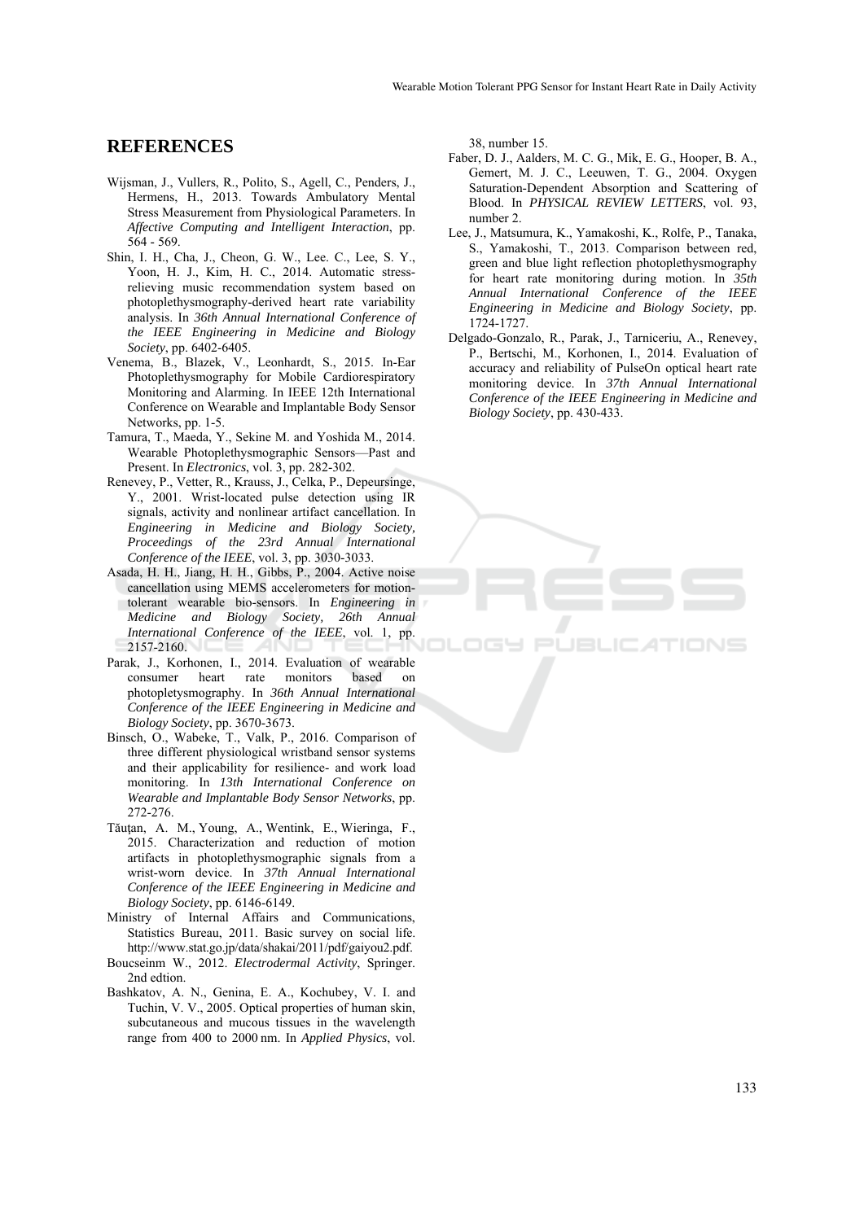## REFERENCES

Wijsman, J., Vullers, R., Polito, S., Agell, C., Penders, J., Hermens, H., 2013. Towards Ambulatory Mental Stress Measurement from Physiological Parameters. In *Affective Computing and Intelligent Interaction*, pp. 564 - 569.

Shin, I. H., Cha, J., Cheon, G. W., Lee. C., Lee, S. Y., Yoon, H. J., Kim, H. C., 2014. Automatic stress-relieving music recommendation system based on photoplethysmography-derived heart rate variability analysis. In *36th Annual International Conference of the IEEE Engineering in Medicine and Biology Society*, pp. 6402-6405.

Venema, B., Blazek, V., Leonhardt, S., 2015. In-Ear Photoplethysmography for Mobile Cardiorespiratory Monitoring and Alarming. In IEEE 12th International Conference on Wearable and Implantable Body Sensor Networks, pp. 1-5.

Tamura, T., Maeda, Y., Sekine M. and Yoshida M., 2014. Wearable Photoplethysmographic Sensors—Past and Present. In *Electronics*, vol. 3, pp. 282-302.

Renevey, P., Vetter, R., Krauss, J., Celka, P., Depeursinge, Y., 2001. Wrist-located pulse detection using IR signals, activity and nonlinear artifact cancellation. In *Engineering in Medicine and Biology Society, Proceedings of the 23rd Annual International Conference of the IEEE*, vol. 3, pp. 3030-3033.

Asada, H. H., Jiang, H. H., Gibbs, P., 2004. Active noise cancellation using MEMS accelerometers for motion-tolerant wearable bio-sensors. In *Engineering in Medicine and Biology Society, 26th Annual International Conference of the IEEE*, vol. 1, pp. 2157-2160.

Parak, J., Korhonen, I., 2014. Evaluation of wearable consumer heart rate monitors based on photopletysmography. In *36th Annual International Conference of the IEEE Engineering in Medicine and Biology Society*, pp. 3670-3673.

Binsch, O., Wabeke, T., Valk, P., 2016. Comparison of three different physiological wristband sensor systems and their applicability for resilience- and work load monitoring. In *13th International Conference on Wearable and Implantable Body Sensor Networks*, pp. 272-276.

Tăuţan, A. M., Young, A., Wentink, E., Wieringa, F., 2015. Characterization and reduction of motion artifacts in photoplethysmographic signals from a wrist-worn device. In *37th Annual International Conference of the IEEE Engineering in Medicine and Biology Society*, pp. 6146-6149.

Ministry of Internal Affairs and Communications, Statistics Bureau, 2011. Basic survey on social life. http://www.stat.go.jp/data/shakai/2011/pdf/gaiyou2.pdf.

Boucseinm W., 2012. *Electrodermal Activity*, Springer. 2nd edtion.

Bashkatov, A. N., Genina, E. A., Kochubey, V. I. and Tuchin, V. V., 2005. Optical properties of human skin, subcutaneous and mucous tissues in the wavelength range from 400 to 2000 nm. In *Applied Physics*, vol. 38, number 15.

Faber, D. J., Aalders, M. C. G., Mik, E. G., Hooper, B. A., Gemert, M. J. C., Leeuwen, T. G., 2004. Oxygen Saturation-Dependent Absorption and Scattering of Blood. In *PHYSICAL REVIEW LETTERS*, vol. 93, number 2.

Lee, J., Matsumura, K., Yamakoshi, K., Rolfe, P., Tanaka, S., Yamakoshi, T., 2013. Comparison between red, green and blue light reflection photoplethysmography for heart rate monitoring during motion. In *35th Annual International Conference of the IEEE Engineering in Medicine and Biology Society*, pp. 1724-1727.

Delgado-Gonzalo, R., Parak, J., Tarniceriu, A., Renevey, P., Bertschi, M., Korhonen, I., 2014. Evaluation of accuracy and reliability of PulseOn optical heart rate monitoring device. In *37th Annual International Conference of the IEEE Engineering in Medicine and Biology Society*, pp. 430-433.